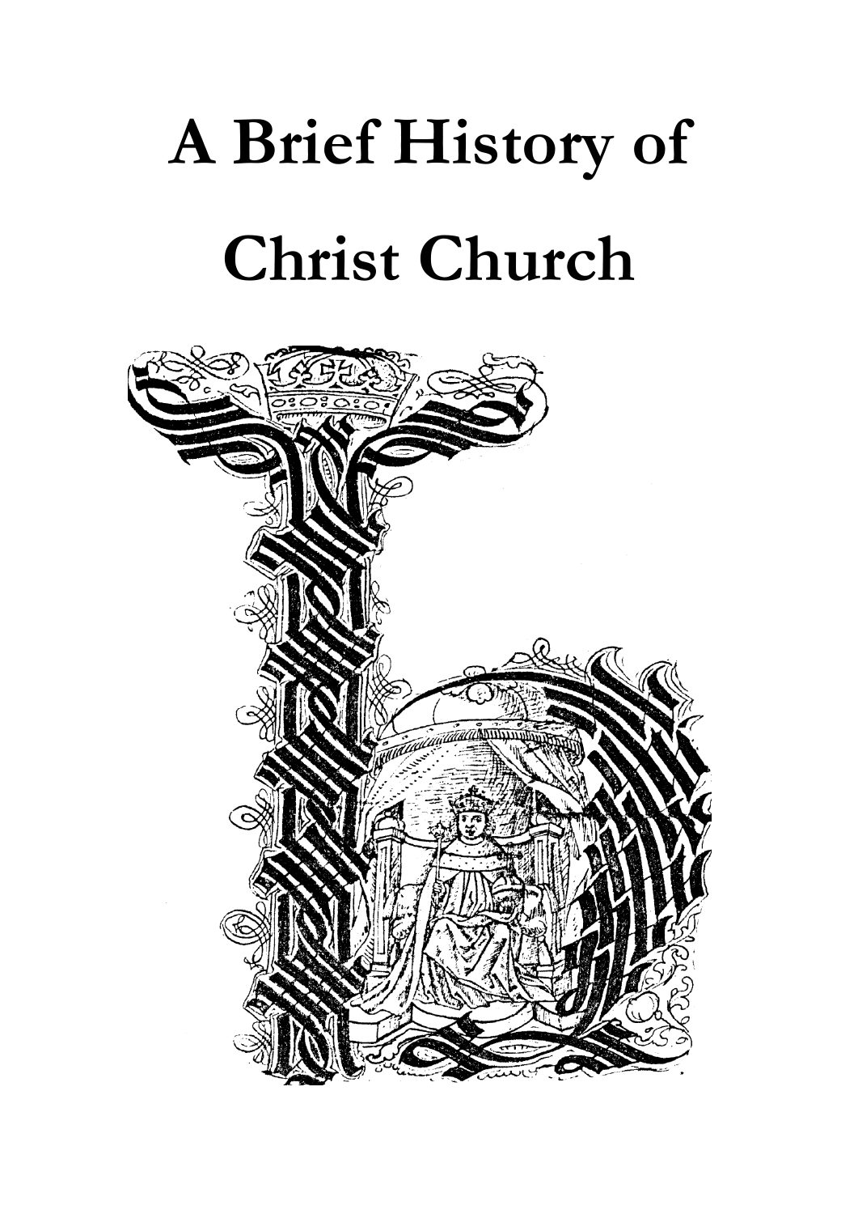# A Brief History of Christ Church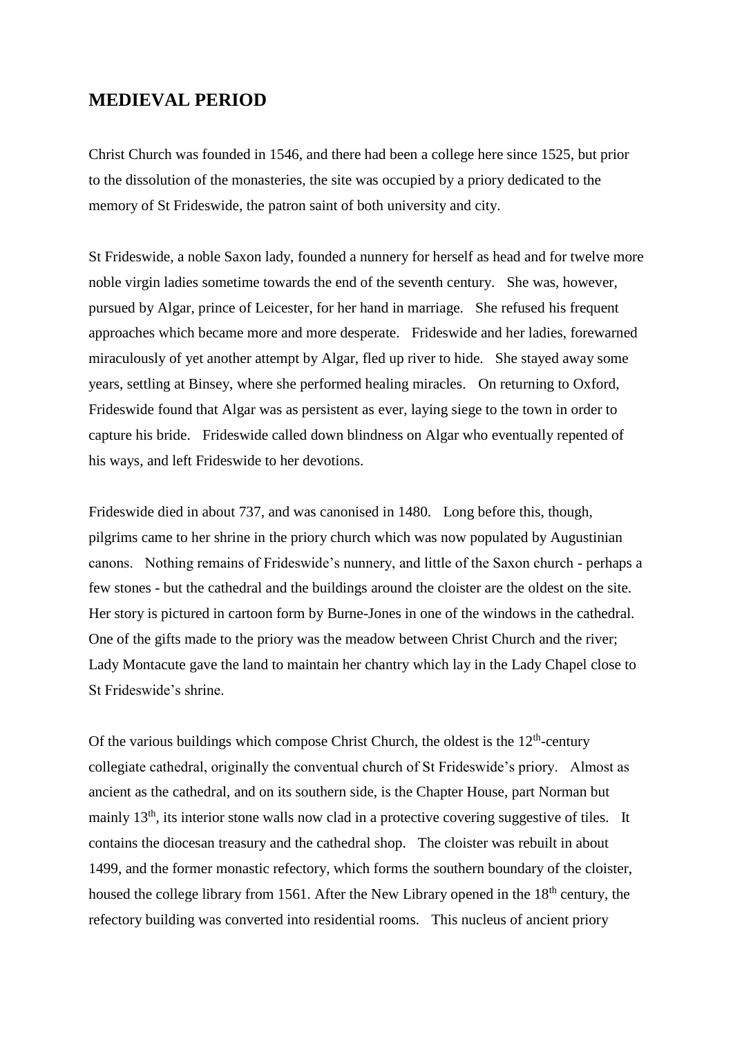## MEDIEVAL PERIOD

Christ Church was founded in 1546, and there had been a college here since 1525, but prior to the dissolution of the monasteries, the site was occupied by a priory dedicated to the memory of St Frideswide, the patron saint of both university and city.

St Frideswide, a noble Saxon lady, founded a nunnery for herself as head and for twelve more noble virgin ladies sometime towards the end of the seventh century. She was, however, pursued by Algar, prince of Leicester, for her hand in marriage. She refused his frequent approaches which became more and more desperate. Frideswide and her ladies, forewarned miraculously of yet another attempt by Algar, fled up river to hide. She stayed away some years, settling at Binsey, where she performed healing miracles. On returning to Oxford, Frideswide found that Algar was as persistent as ever, laying siege to the town in order to capture his bride. Frideswide called down blindness on Algar who eventually repented of his ways, and left Frideswide to her devotions.

Frideswide died in about 737, and was canonised in 1480. Long before this, though, pilgrims came to her shrine in the priory church which was now populated by Augustinian canons. Nothing remains of Frideswide's nunnery, and little of the Saxon church - perhaps a few stones - but the cathedral and the buildings around the cloister are the oldest on the site. Her story is pictured in cartoon form by Burne-Jones in one of the windows in the cathedral. One of the gifts made to the priory was the meadow between Christ Church and the river; Lady Montacute gave the land to maintain her chantry which lay in the Lady Chapel close to St Frideswide's shrine.

Of the various buildings which compose Christ Church, the oldest is the 12th-century collegiate cathedral, originally the conventual church of St Frideswide's priory. Almost as ancient as the cathedral, and on its southern side, is the Chapter House, part Norman but mainly 13th, its interior stone walls now clad in a protective covering suggestive of tiles. It contains the diocesan treasury and the cathedral shop. The cloister was rebuilt in about 1499, and the former monastic refectory, which forms the southern boundary of the cloister, housed the college library from 1561. After the New Library opened in the 18th century, the refectory building was converted into residential rooms. This nucleus of ancient priory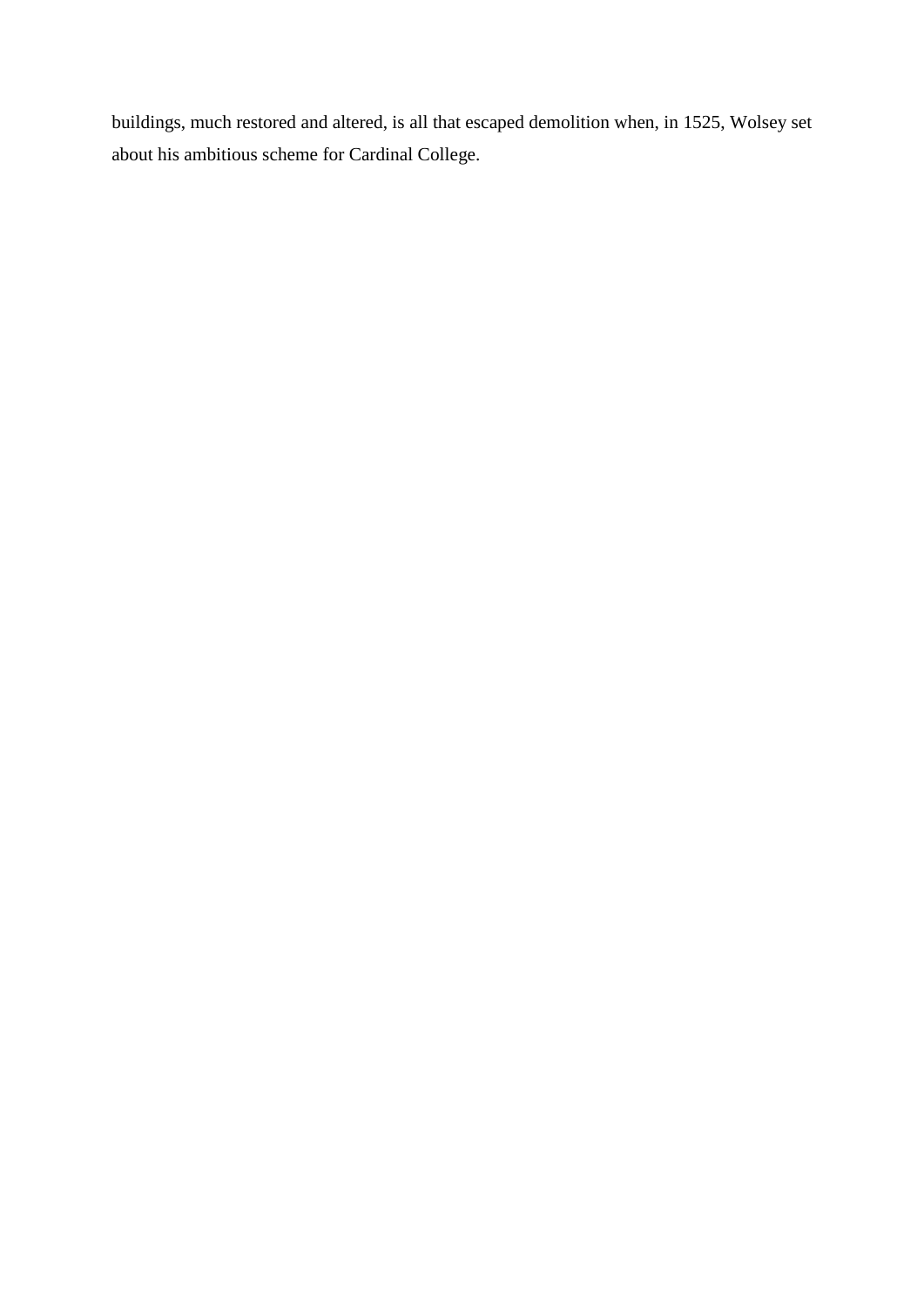buildings, much restored and altered, is all that escaped demolition when, in 1525, Wolsey set about his ambitious scheme for Cardinal College.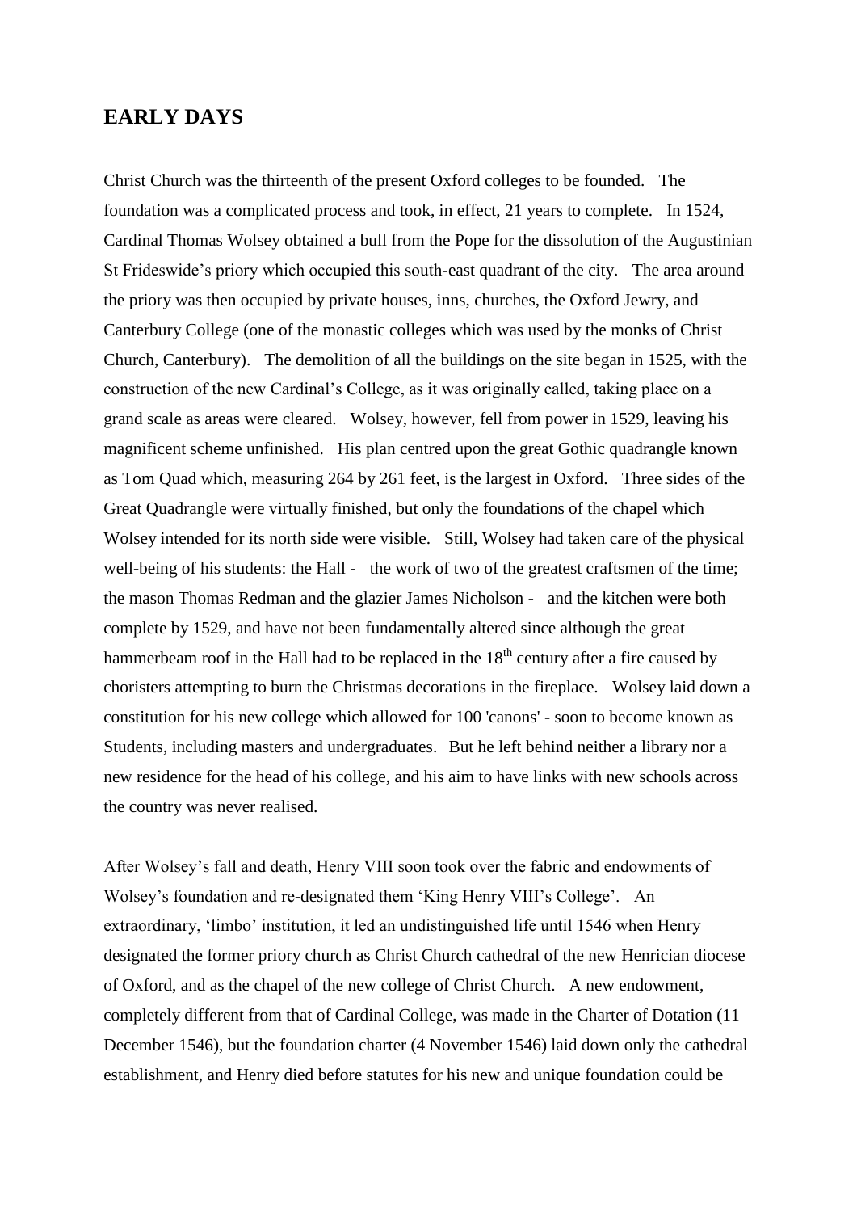## EARLY DAYS

Christ Church was the thirteenth of the present Oxford colleges to be founded. The foundation was a complicated process and took, in effect, 21 years to complete. In 1524, Cardinal Thomas Wolsey obtained a bull from the Pope for the dissolution of the Augustinian St Frideswide's priory which occupied this south-east quadrant of the city. The area around the priory was then occupied by private houses, inns, churches, the Oxford Jewry, and Canterbury College (one of the monastic colleges which was used by the monks of Christ Church, Canterbury). The demolition of all the buildings on the site began in 1525, with the construction of the new Cardinal's College, as it was originally called, taking place on a grand scale as areas were cleared. Wolsey, however, fell from power in 1529, leaving his magnificent scheme unfinished. His plan centred upon the great Gothic quadrangle known as Tom Quad which, measuring 264 by 261 feet, is the largest in Oxford. Three sides of the Great Quadrangle were virtually finished, but only the foundations of the chapel which Wolsey intended for its north side were visible. Still, Wolsey had taken care of the physical well-being of his students: the Hall - the work of two of the greatest craftsmen of the time; the mason Thomas Redman and the glazier James Nicholson - and the kitchen were both complete by 1529, and have not been fundamentally altered since although the great hammerbeam roof in the Hall had to be replaced in the 18th century after a fire caused by choristers attempting to burn the Christmas decorations in the fireplace. Wolsey laid down a constitution for his new college which allowed for 100 'canons' - soon to become known as Students, including masters and undergraduates. But he left behind neither a library nor a new residence for the head of his college, and his aim to have links with new schools across the country was never realised.

After Wolsey's fall and death, Henry VIII soon took over the fabric and endowments of Wolsey's foundation and re-designated them 'King Henry VIII's College'. An extraordinary, 'limbo' institution, it led an undistinguished life until 1546 when Henry designated the former priory church as Christ Church cathedral of the new Henrician diocese of Oxford, and as the chapel of the new college of Christ Church. A new endowment, completely different from that of Cardinal College, was made in the Charter of Dotation (11 December 1546), but the foundation charter (4 November 1546) laid down only the cathedral establishment, and Henry died before statutes for his new and unique foundation could be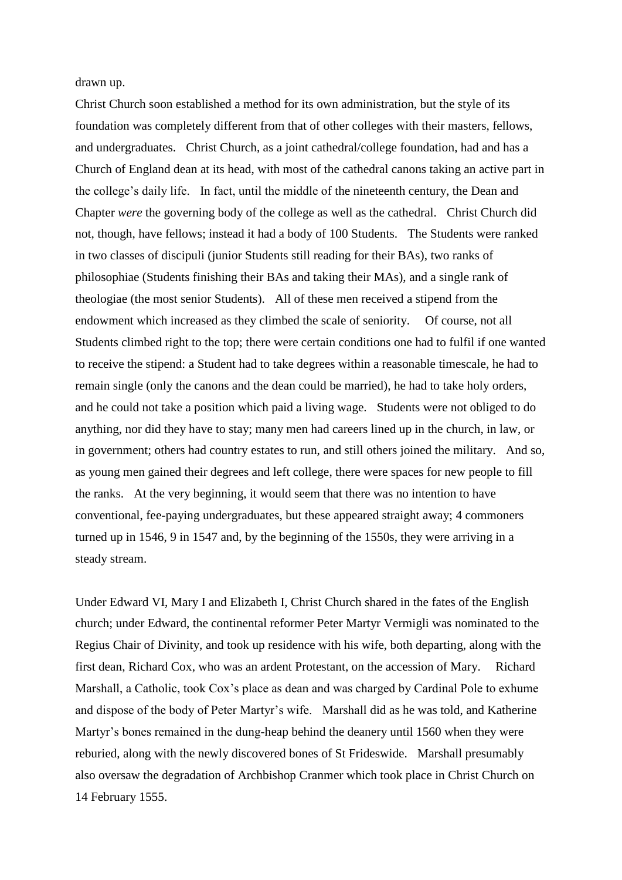drawn up.

Christ Church soon established a method for its own administration, but the style of its foundation was completely different from that of other colleges with their masters, fellows, and undergraduates. Christ Church, as a joint cathedral/college foundation, had and has a Church of England dean at its head, with most of the cathedral canons taking an active part in the college's daily life. In fact, until the middle of the nineteenth century, the Dean and Chapter *were* the governing body of the college as well as the cathedral. Christ Church did not, though, have fellows; instead it had a body of 100 Students. The Students were ranked in two classes of discipuli (junior Students still reading for their BAs), two ranks of philosophiae (Students finishing their BAs and taking their MAs), and a single rank of theologiae (the most senior Students). All of these men received a stipend from the endowment which increased as they climbed the scale of seniority. Of course, not all Students climbed right to the top; there were certain conditions one had to fulfil if one wanted to receive the stipend: a Student had to take degrees within a reasonable timescale, he had to remain single (only the canons and the dean could be married), he had to take holy orders, and he could not take a position which paid a living wage. Students were not obliged to do anything, nor did they have to stay; many men had careers lined up in the church, in law, or in government; others had country estates to run, and still others joined the military. And so, as young men gained their degrees and left college, there were spaces for new people to fill the ranks. At the very beginning, it would seem that there was no intention to have conventional, fee-paying undergraduates, but these appeared straight away; 4 commoners turned up in 1546, 9 in 1547 and, by the beginning of the 1550s, they were arriving in a steady stream.

Under Edward VI, Mary I and Elizabeth I, Christ Church shared in the fates of the English church; under Edward, the continental reformer Peter Martyr Vermigli was nominated to the Regius Chair of Divinity, and took up residence with his wife, both departing, along with the first dean, Richard Cox, who was an ardent Protestant, on the accession of Mary. Richard Marshall, a Catholic, took Cox's place as dean and was charged by Cardinal Pole to exhume and dispose of the body of Peter Martyr's wife. Marshall did as he was told, and Katherine Martyr's bones remained in the dung-heap behind the deanery until 1560 when they were reburied, along with the newly discovered bones of St Frideswide. Marshall presumably also oversaw the degradation of Archbishop Cranmer which took place in Christ Church on 14 February 1555.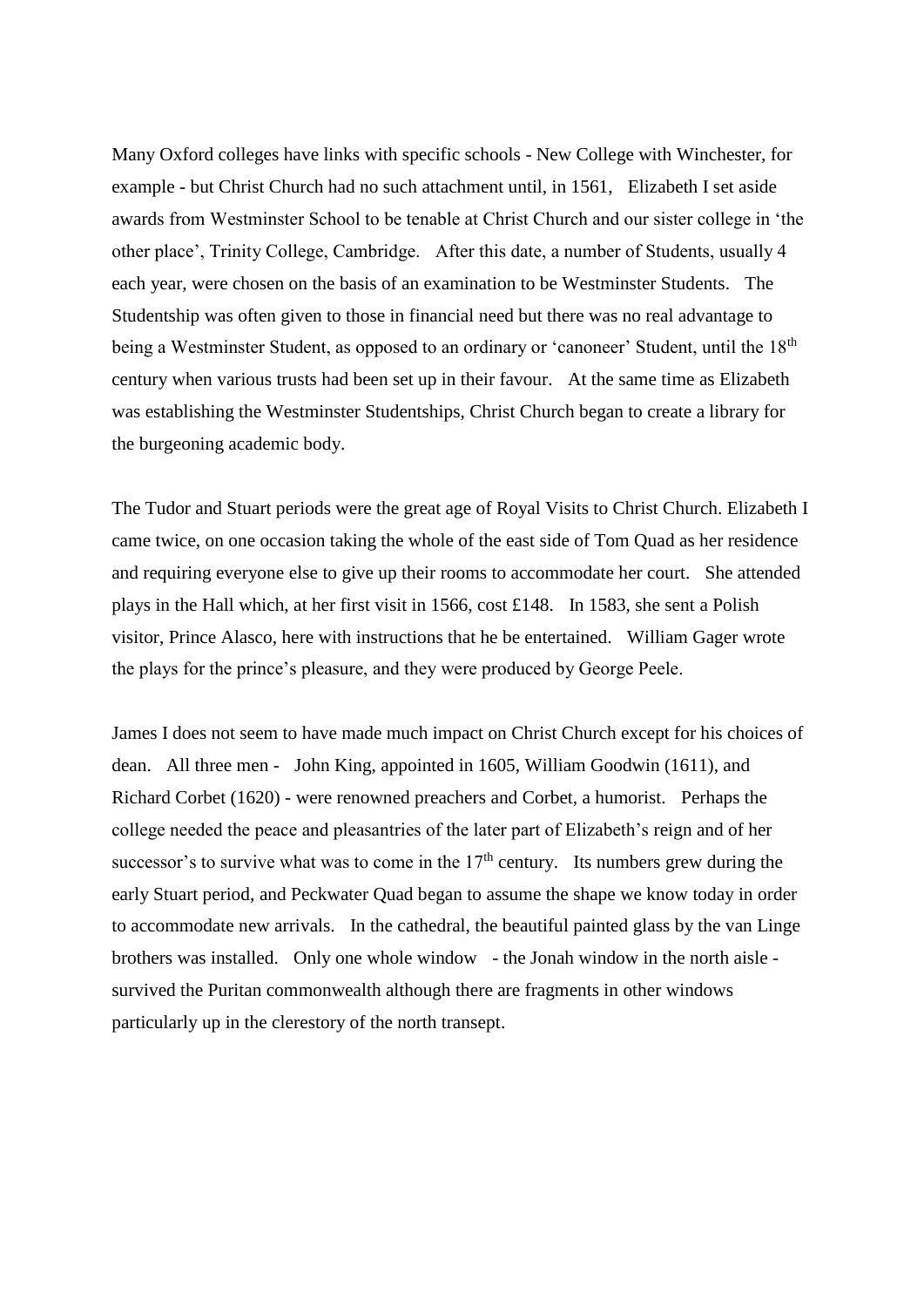Many Oxford colleges have links with specific schools - New College with Winchester, for example - but Christ Church had no such attachment until, in 1561, Elizabeth I set aside awards from Westminster School to be tenable at Christ Church and our sister college in 'the other place', Trinity College, Cambridge. After this date, a number of Students, usually 4 each year, were chosen on the basis of an examination to be Westminster Students. The Studentship was often given to those in financial need but there was no real advantage to being a Westminster Student, as opposed to an ordinary or 'canoneer' Student, until the 18th century when various trusts had been set up in their favour. At the same time as Elizabeth was establishing the Westminster Studentships, Christ Church began to create a library for the burgeoning academic body.

The Tudor and Stuart periods were the great age of Royal Visits to Christ Church. Elizabeth I came twice, on one occasion taking the whole of the east side of Tom Quad as her residence and requiring everyone else to give up their rooms to accommodate her court. She attended plays in the Hall which, at her first visit in 1566, cost £148. In 1583, she sent a Polish visitor, Prince Alasco, here with instructions that he be entertained. William Gager wrote the plays for the prince's pleasure, and they were produced by George Peele.

James I does not seem to have made much impact on Christ Church except for his choices of dean. All three men - John King, appointed in 1605, William Goodwin (1611), and Richard Corbet (1620) - were renowned preachers and Corbet, a humorist. Perhaps the college needed the peace and pleasantries of the later part of Elizabeth's reign and of her successor's to survive what was to come in the 17th century. Its numbers grew during the early Stuart period, and Peckwater Quad began to assume the shape we know today in order to accommodate new arrivals. In the cathedral, the beautiful painted glass by the van Linge brothers was installed. Only one whole window - the Jonah window in the north aisle - survived the Puritan commonwealth although there are fragments in other windows particularly up in the clerestory of the north transept.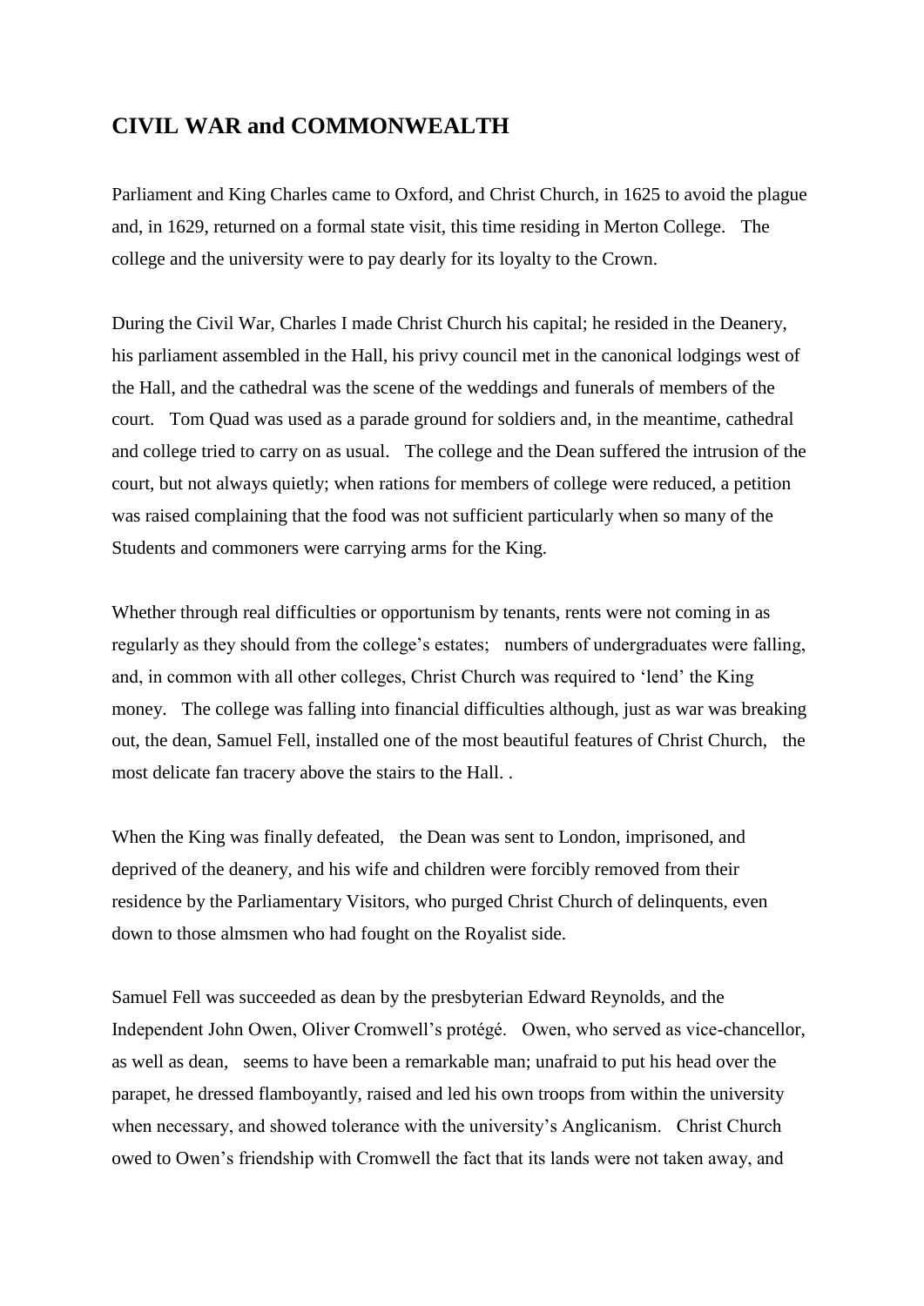## CIVIL WAR and COMMONWEALTH

Parliament and King Charles came to Oxford, and Christ Church, in 1625 to avoid the plague and, in 1629, returned on a formal state visit, this time residing in Merton College. The college and the university were to pay dearly for its loyalty to the Crown.

During the Civil War, Charles I made Christ Church his capital; he resided in the Deanery, his parliament assembled in the Hall, his privy council met in the canonical lodgings west of the Hall, and the cathedral was the scene of the weddings and funerals of members of the court. Tom Quad was used as a parade ground for soldiers and, in the meantime, cathedral and college tried to carry on as usual. The college and the Dean suffered the intrusion of the court, but not always quietly; when rations for members of college were reduced, a petition was raised complaining that the food was not sufficient particularly when so many of the Students and commoners were carrying arms for the King.

Whether through real difficulties or opportunism by tenants, rents were not coming in as regularly as they should from the college's estates; numbers of undergraduates were falling, and, in common with all other colleges, Christ Church was required to 'lend' the King money. The college was falling into financial difficulties although, just as war was breaking out, the dean, Samuel Fell, installed one of the most beautiful features of Christ Church, the most delicate fan tracery above the stairs to the Hall. .

When the King was finally defeated, the Dean was sent to London, imprisoned, and deprived of the deanery, and his wife and children were forcibly removed from their residence by the Parliamentary Visitors, who purged Christ Church of delinquents, even down to those almsmen who had fought on the Royalist side.

Samuel Fell was succeeded as dean by the presbyterian Edward Reynolds, and the Independent John Owen, Oliver Cromwell's protégé. Owen, who served as vice-chancellor, as well as dean, seems to have been a remarkable man; unafraid to put his head over the parapet, he dressed flamboyantly, raised and led his own troops from within the university when necessary, and showed tolerance with the university's Anglicanism. Christ Church owed to Owen's friendship with Cromwell the fact that its lands were not taken away, and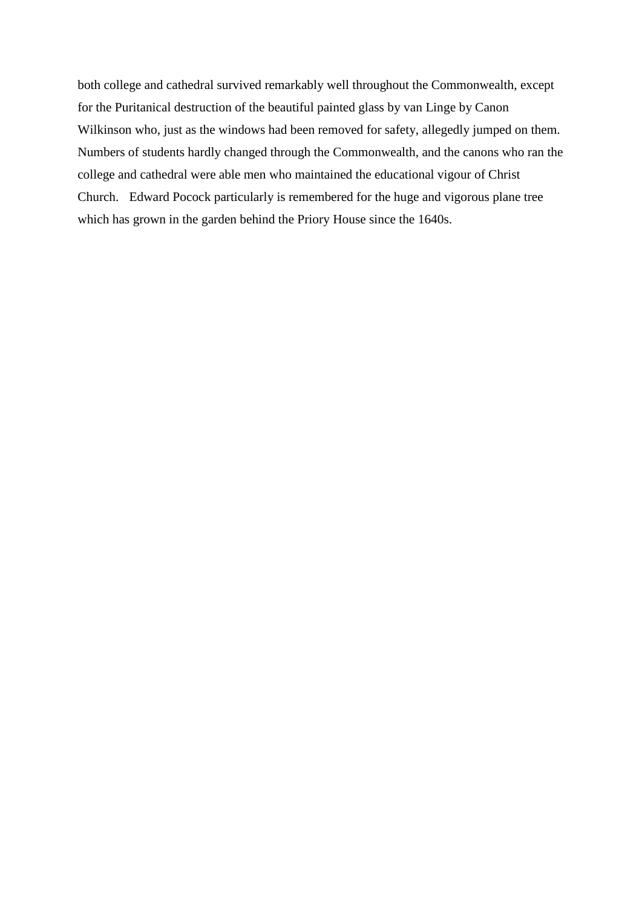both college and cathedral survived remarkably well throughout the Commonwealth, except for the Puritanical destruction of the beautiful painted glass by van Linge by Canon Wilkinson who, just as the windows had been removed for safety, allegedly jumped on them. Numbers of students hardly changed through the Commonwealth, and the canons who ran the college and cathedral were able men who maintained the educational vigour of Christ Church. Edward Pocock particularly is remembered for the huge and vigorous plane tree which has grown in the garden behind the Priory House since the 1640s.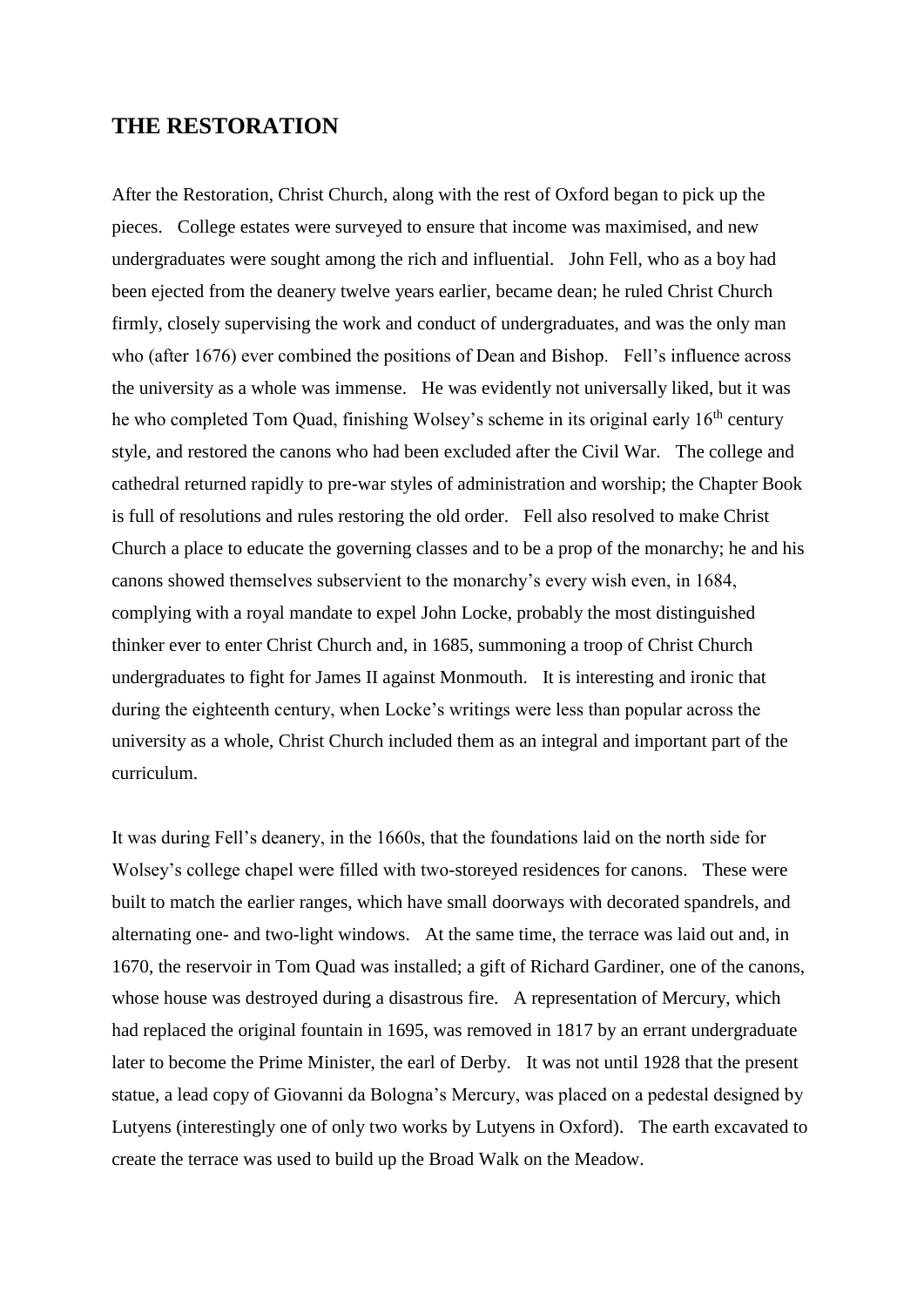## THE RESTORATION

After the Restoration, Christ Church, along with the rest of Oxford began to pick up the pieces. College estates were surveyed to ensure that income was maximised, and new undergraduates were sought among the rich and influential. John Fell, who as a boy had been ejected from the deanery twelve years earlier, became dean; he ruled Christ Church firmly, closely supervising the work and conduct of undergraduates, and was the only man who (after 1676) ever combined the positions of Dean and Bishop. Fell's influence across the university as a whole was immense. He was evidently not universally liked, but it was he who completed Tom Quad, finishing Wolsey's scheme in its original early 16th century style, and restored the canons who had been excluded after the Civil War. The college and cathedral returned rapidly to pre-war styles of administration and worship; the Chapter Book is full of resolutions and rules restoring the old order. Fell also resolved to make Christ Church a place to educate the governing classes and to be a prop of the monarchy; he and his canons showed themselves subservient to the monarchy's every wish even, in 1684, complying with a royal mandate to expel John Locke, probably the most distinguished thinker ever to enter Christ Church and, in 1685, summoning a troop of Christ Church undergraduates to fight for James II against Monmouth. It is interesting and ironic that during the eighteenth century, when Locke's writings were less than popular across the university as a whole, Christ Church included them as an integral and important part of the curriculum.

It was during Fell's deanery, in the 1660s, that the foundations laid on the north side for Wolsey's college chapel were filled with two-storeyed residences for canons. These were built to match the earlier ranges, which have small doorways with decorated spandrels, and alternating one- and two-light windows. At the same time, the terrace was laid out and, in 1670, the reservoir in Tom Quad was installed; a gift of Richard Gardiner, one of the canons, whose house was destroyed during a disastrous fire. A representation of Mercury, which had replaced the original fountain in 1695, was removed in 1817 by an errant undergraduate later to become the Prime Minister, the earl of Derby. It was not until 1928 that the present statue, a lead copy of Giovanni da Bologna's Mercury, was placed on a pedestal designed by Lutyens (interestingly one of only two works by Lutyens in Oxford). The earth excavated to create the terrace was used to build up the Broad Walk on the Meadow.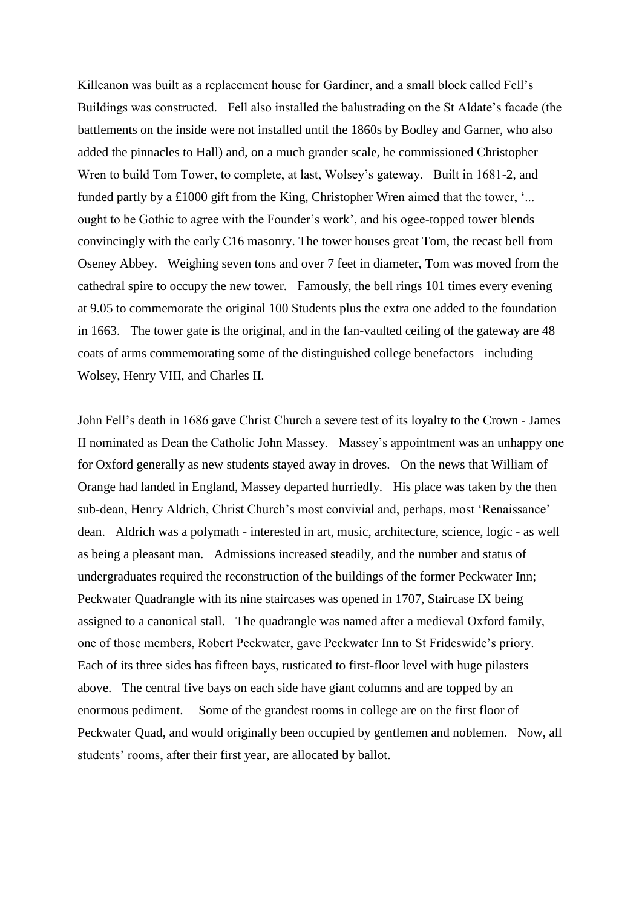Killcanon was built as a replacement house for Gardiner, and a small block called Fell's Buildings was constructed. Fell also installed the balustrading on the St Aldate's facade (the battlements on the inside were not installed until the 1860s by Bodley and Garner, who also added the pinnacles to Hall) and, on a much grander scale, he commissioned Christopher Wren to build Tom Tower, to complete, at last, Wolsey's gateway. Built in 1681-2, and funded partly by a £1000 gift from the King, Christopher Wren aimed that the tower, '... ought to be Gothic to agree with the Founder's work', and his ogee-topped tower blends convincingly with the early C16 masonry. The tower houses great Tom, the recast bell from Oseney Abbey. Weighing seven tons and over 7 feet in diameter, Tom was moved from the cathedral spire to occupy the new tower. Famously, the bell rings 101 times every evening at 9.05 to commemorate the original 100 Students plus the extra one added to the foundation in 1663. The tower gate is the original, and in the fan-vaulted ceiling of the gateway are 48 coats of arms commemorating some of the distinguished college benefactors including Wolsey, Henry VIII, and Charles II.

John Fell's death in 1686 gave Christ Church a severe test of its loyalty to the Crown - James II nominated as Dean the Catholic John Massey. Massey's appointment was an unhappy one for Oxford generally as new students stayed away in droves. On the news that William of Orange had landed in England, Massey departed hurriedly. His place was taken by the then sub-dean, Henry Aldrich, Christ Church's most convivial and, perhaps, most 'Renaissance' dean. Aldrich was a polymath - interested in art, music, architecture, science, logic - as well as being a pleasant man. Admissions increased steadily, and the number and status of undergraduates required the reconstruction of the buildings of the former Peckwater Inn; Peckwater Quadrangle with its nine staircases was opened in 1707, Staircase IX being assigned to a canonical stall. The quadrangle was named after a medieval Oxford family, one of those members, Robert Peckwater, gave Peckwater Inn to St Frideswide's priory. Each of its three sides has fifteen bays, rusticated to first-floor level with huge pilasters above. The central five bays on each side have giant columns and are topped by an enormous pediment. Some of the grandest rooms in college are on the first floor of Peckwater Quad, and would originally been occupied by gentlemen and noblemen. Now, all students' rooms, after their first year, are allocated by ballot.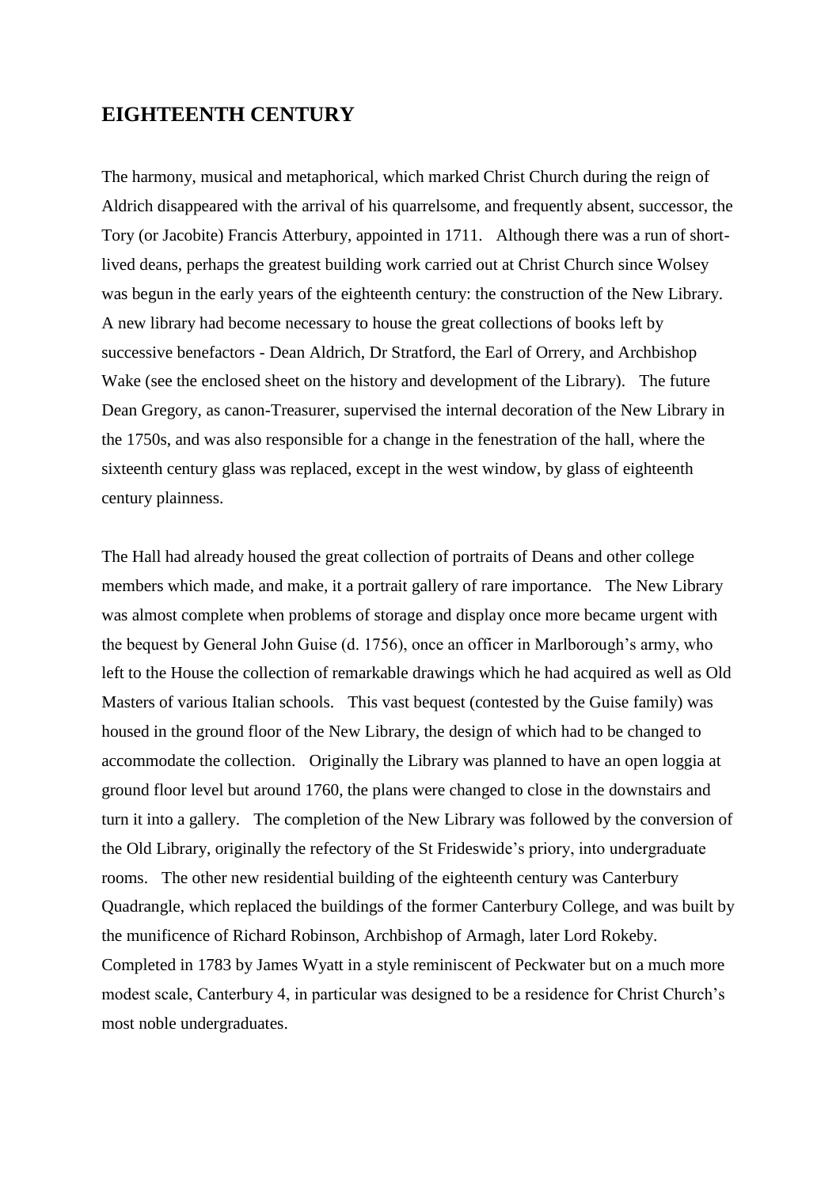## EIGHTEENTH CENTURY

The harmony, musical and metaphorical, which marked Christ Church during the reign of Aldrich disappeared with the arrival of his quarrelsome, and frequently absent, successor, the Tory (or Jacobite) Francis Atterbury, appointed in 1711. Although there was a run of short-lived deans, perhaps the greatest building work carried out at Christ Church since Wolsey was begun in the early years of the eighteenth century: the construction of the New Library. A new library had become necessary to house the great collections of books left by successive benefactors - Dean Aldrich, Dr Stratford, the Earl of Orrery, and Archbishop Wake (see the enclosed sheet on the history and development of the Library). The future Dean Gregory, as canon-Treasurer, supervised the internal decoration of the New Library in the 1750s, and was also responsible for a change in the fenestration of the hall, where the sixteenth century glass was replaced, except in the west window, by glass of eighteenth century plainness.

The Hall had already housed the great collection of portraits of Deans and other college members which made, and make, it a portrait gallery of rare importance. The New Library was almost complete when problems of storage and display once more became urgent with the bequest by General John Guise (d. 1756), once an officer in Marlborough's army, who left to the House the collection of remarkable drawings which he had acquired as well as Old Masters of various Italian schools. This vast bequest (contested by the Guise family) was housed in the ground floor of the New Library, the design of which had to be changed to accommodate the collection. Originally the Library was planned to have an open loggia at ground floor level but around 1760, the plans were changed to close in the downstairs and turn it into a gallery. The completion of the New Library was followed by the conversion of the Old Library, originally the refectory of the St Frideswide's priory, into undergraduate rooms. The other new residential building of the eighteenth century was Canterbury Quadrangle, which replaced the buildings of the former Canterbury College, and was built by the munificence of Richard Robinson, Archbishop of Armagh, later Lord Rokeby. Completed in 1783 by James Wyatt in a style reminiscent of Peckwater but on a much more modest scale, Canterbury 4, in particular was designed to be a residence for Christ Church's most noble undergraduates.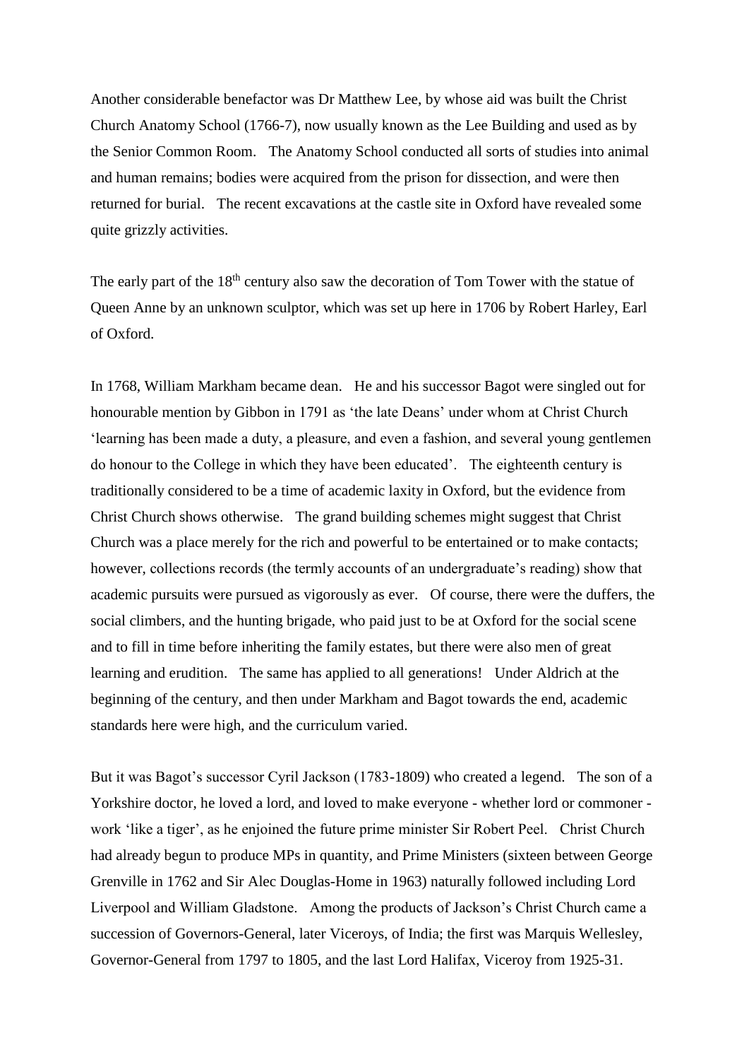Another considerable benefactor was Dr Matthew Lee, by whose aid was built the Christ Church Anatomy School (1766-7), now usually known as the Lee Building and used as by the Senior Common Room. The Anatomy School conducted all sorts of studies into animal and human remains; bodies were acquired from the prison for dissection, and were then returned for burial. The recent excavations at the castle site in Oxford have revealed some quite grizzly activities.

The early part of the 18th century also saw the decoration of Tom Tower with the statue of Queen Anne by an unknown sculptor, which was set up here in 1706 by Robert Harley, Earl of Oxford.

In 1768, William Markham became dean. He and his successor Bagot were singled out for honourable mention by Gibbon in 1791 as 'the late Deans' under whom at Christ Church 'learning has been made a duty, a pleasure, and even a fashion, and several young gentlemen do honour to the College in which they have been educated'. The eighteenth century is traditionally considered to be a time of academic laxity in Oxford, but the evidence from Christ Church shows otherwise. The grand building schemes might suggest that Christ Church was a place merely for the rich and powerful to be entertained or to make contacts; however, collections records (the termly accounts of an undergraduate's reading) show that academic pursuits were pursued as vigorously as ever. Of course, there were the duffers, the social climbers, and the hunting brigade, who paid just to be at Oxford for the social scene and to fill in time before inheriting the family estates, but there were also men of great learning and erudition. The same has applied to all generations! Under Aldrich at the beginning of the century, and then under Markham and Bagot towards the end, academic standards here were high, and the curriculum varied.

But it was Bagot's successor Cyril Jackson (1783-1809) who created a legend. The son of a Yorkshire doctor, he loved a lord, and loved to make everyone - whether lord or commoner - work 'like a tiger', as he enjoined the future prime minister Sir Robert Peel. Christ Church had already begun to produce MPs in quantity, and Prime Ministers (sixteen between George Grenville in 1762 and Sir Alec Douglas-Home in 1963) naturally followed including Lord Liverpool and William Gladstone. Among the products of Jackson's Christ Church came a succession of Governors-General, later Viceroys, of India; the first was Marquis Wellesley, Governor-General from 1797 to 1805, and the last Lord Halifax, Viceroy from 1925-31.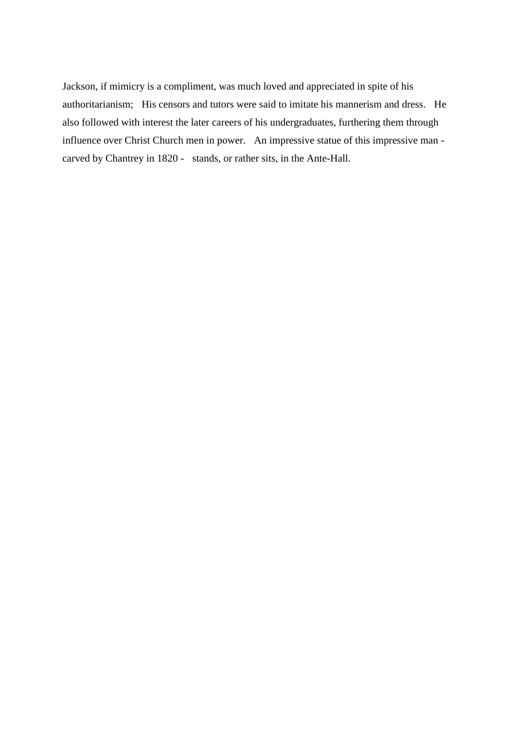Jackson, if mimicry is a compliment, was much loved and appreciated in spite of his authoritarianism; His censors and tutors were said to imitate his mannerism and dress. He also followed with interest the later careers of his undergraduates, furthering them through influence over Christ Church men in power. An impressive statue of this impressive man - carved by Chantrey in 1820 - stands, or rather sits, in the Ante-Hall.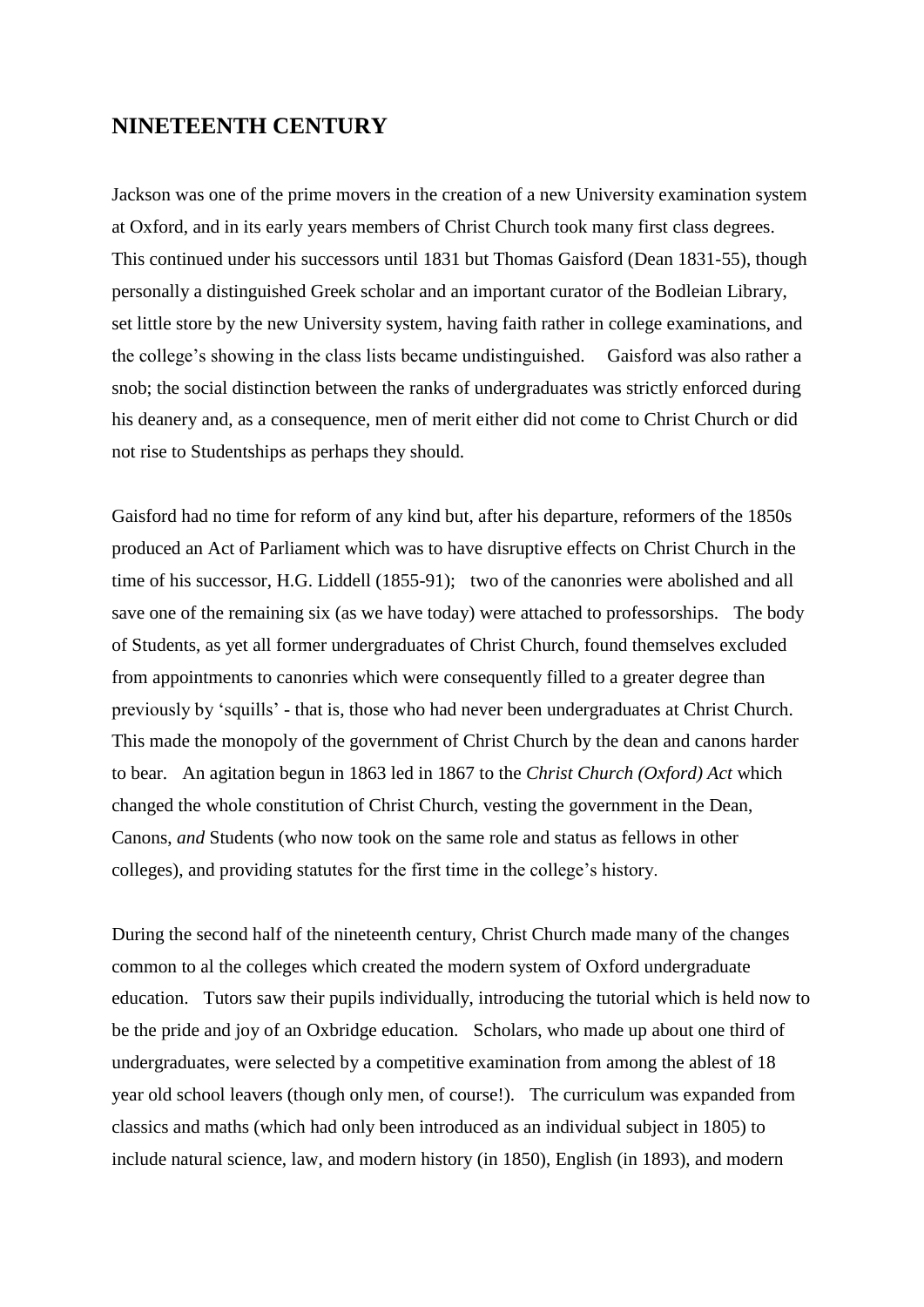## NINETEENTH CENTURY

Jackson was one of the prime movers in the creation of a new University examination system at Oxford, and in its early years members of Christ Church took many first class degrees. This continued under his successors until 1831 but Thomas Gaisford (Dean 1831-55), though personally a distinguished Greek scholar and an important curator of the Bodleian Library, set little store by the new University system, having faith rather in college examinations, and the college's showing in the class lists became undistinguished. Gaisford was also rather a snob; the social distinction between the ranks of undergraduates was strictly enforced during his deanery and, as a consequence, men of merit either did not come to Christ Church or did not rise to Studentships as perhaps they should.

Gaisford had no time for reform of any kind but, after his departure, reformers of the 1850s produced an Act of Parliament which was to have disruptive effects on Christ Church in the time of his successor, H.G. Liddell (1855-91); two of the canonries were abolished and all save one of the remaining six (as we have today) were attached to professorships. The body of Students, as yet all former undergraduates of Christ Church, found themselves excluded from appointments to canonries which were consequently filled to a greater degree than previously by 'squills' - that is, those who had never been undergraduates at Christ Church. This made the monopoly of the government of Christ Church by the dean and canons harder to bear. An agitation begun in 1863 led in 1867 to the *Christ Church (Oxford) Act* which changed the whole constitution of Christ Church, vesting the government in the Dean, Canons, *and* Students (who now took on the same role and status as fellows in other colleges), and providing statutes for the first time in the college's history.

During the second half of the nineteenth century, Christ Church made many of the changes common to al the colleges which created the modern system of Oxford undergraduate education. Tutors saw their pupils individually, introducing the tutorial which is held now to be the pride and joy of an Oxbridge education. Scholars, who made up about one third of undergraduates, were selected by a competitive examination from among the ablest of 18 year old school leavers (though only men, of course!). The curriculum was expanded from classics and maths (which had only been introduced as an individual subject in 1805) to include natural science, law, and modern history (in 1850), English (in 1893), and modern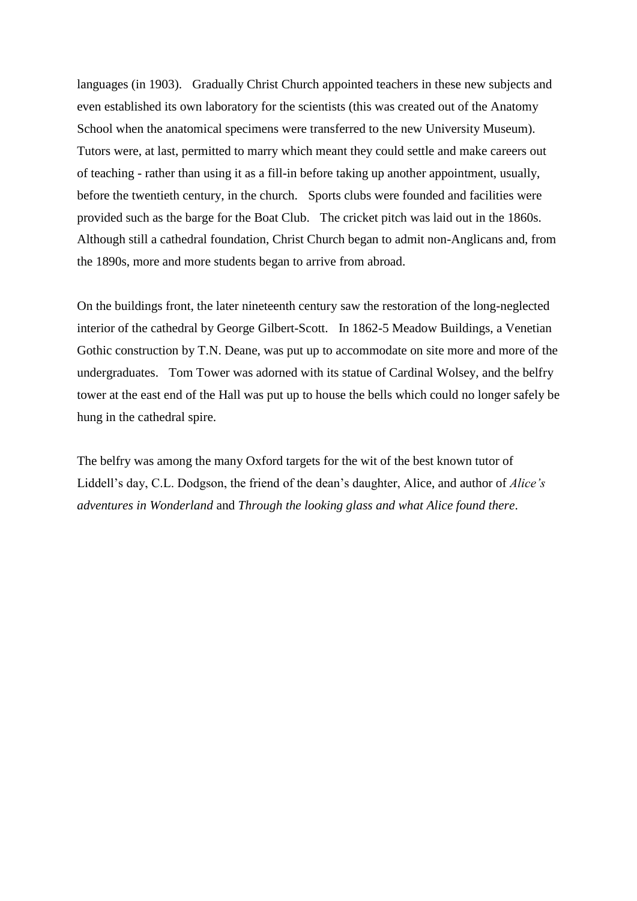languages (in 1903). Gradually Christ Church appointed teachers in these new subjects and even established its own laboratory for the scientists (this was created out of the Anatomy School when the anatomical specimens were transferred to the new University Museum). Tutors were, at last, permitted to marry which meant they could settle and make careers out of teaching - rather than using it as a fill-in before taking up another appointment, usually, before the twentieth century, in the church. Sports clubs were founded and facilities were provided such as the barge for the Boat Club. The cricket pitch was laid out in the 1860s. Although still a cathedral foundation, Christ Church began to admit non-Anglicans and, from the 1890s, more and more students began to arrive from abroad.

On the buildings front, the later nineteenth century saw the restoration of the long-neglected interior of the cathedral by George Gilbert-Scott. In 1862-5 Meadow Buildings, a Venetian Gothic construction by T.N. Deane, was put up to accommodate on site more and more of the undergraduates. Tom Tower was adorned with its statue of Cardinal Wolsey, and the belfry tower at the east end of the Hall was put up to house the bells which could no longer safely be hung in the cathedral spire.

The belfry was among the many Oxford targets for the wit of the best known tutor of Liddell's day, C.L. Dodgson, the friend of the dean's daughter, Alice, and author of *Alice's adventures in Wonderland* and *Through the looking glass and what Alice found there*.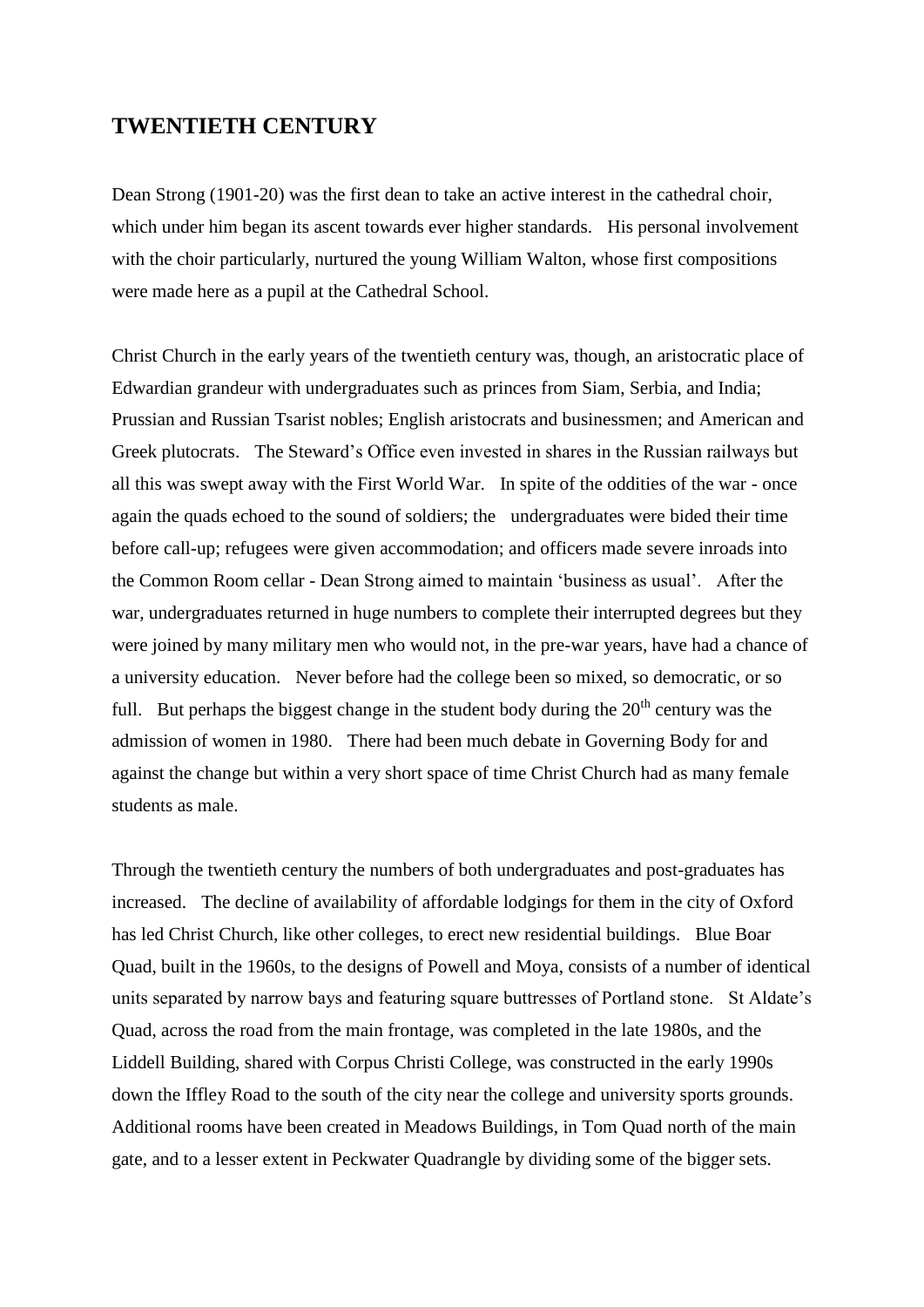## TWENTIETH CENTURY

Dean Strong (1901-20) was the first dean to take an active interest in the cathedral choir, which under him began its ascent towards ever higher standards. His personal involvement with the choir particularly, nurtured the young William Walton, whose first compositions were made here as a pupil at the Cathedral School.

Christ Church in the early years of the twentieth century was, though, an aristocratic place of Edwardian grandeur with undergraduates such as princes from Siam, Serbia, and India; Prussian and Russian Tsarist nobles; English aristocrats and businessmen; and American and Greek plutocrats. The Steward's Office even invested in shares in the Russian railways but all this was swept away with the First World War. In spite of the oddities of the war - once again the quads echoed to the sound of soldiers; the undergraduates were bided their time before call-up; refugees were given accommodation; and officers made severe inroads into the Common Room cellar - Dean Strong aimed to maintain 'business as usual'. After the war, undergraduates returned in huge numbers to complete their interrupted degrees but they were joined by many military men who would not, in the pre-war years, have had a chance of a university education. Never before had the college been so mixed, so democratic, or so full. But perhaps the biggest change in the student body during the 20th century was the admission of women in 1980. There had been much debate in Governing Body for and against the change but within a very short space of time Christ Church had as many female students as male.

Through the twentieth century the numbers of both undergraduates and post-graduates has increased. The decline of availability of affordable lodgings for them in the city of Oxford has led Christ Church, like other colleges, to erect new residential buildings. Blue Boar Quad, built in the 1960s, to the designs of Powell and Moya, consists of a number of identical units separated by narrow bays and featuring square buttresses of Portland stone. St Aldate's Quad, across the road from the main frontage, was completed in the late 1980s, and the Liddell Building, shared with Corpus Christi College, was constructed in the early 1990s down the Iffley Road to the south of the city near the college and university sports grounds. Additional rooms have been created in Meadows Buildings, in Tom Quad north of the main gate, and to a lesser extent in Peckwater Quadrangle by dividing some of the bigger sets.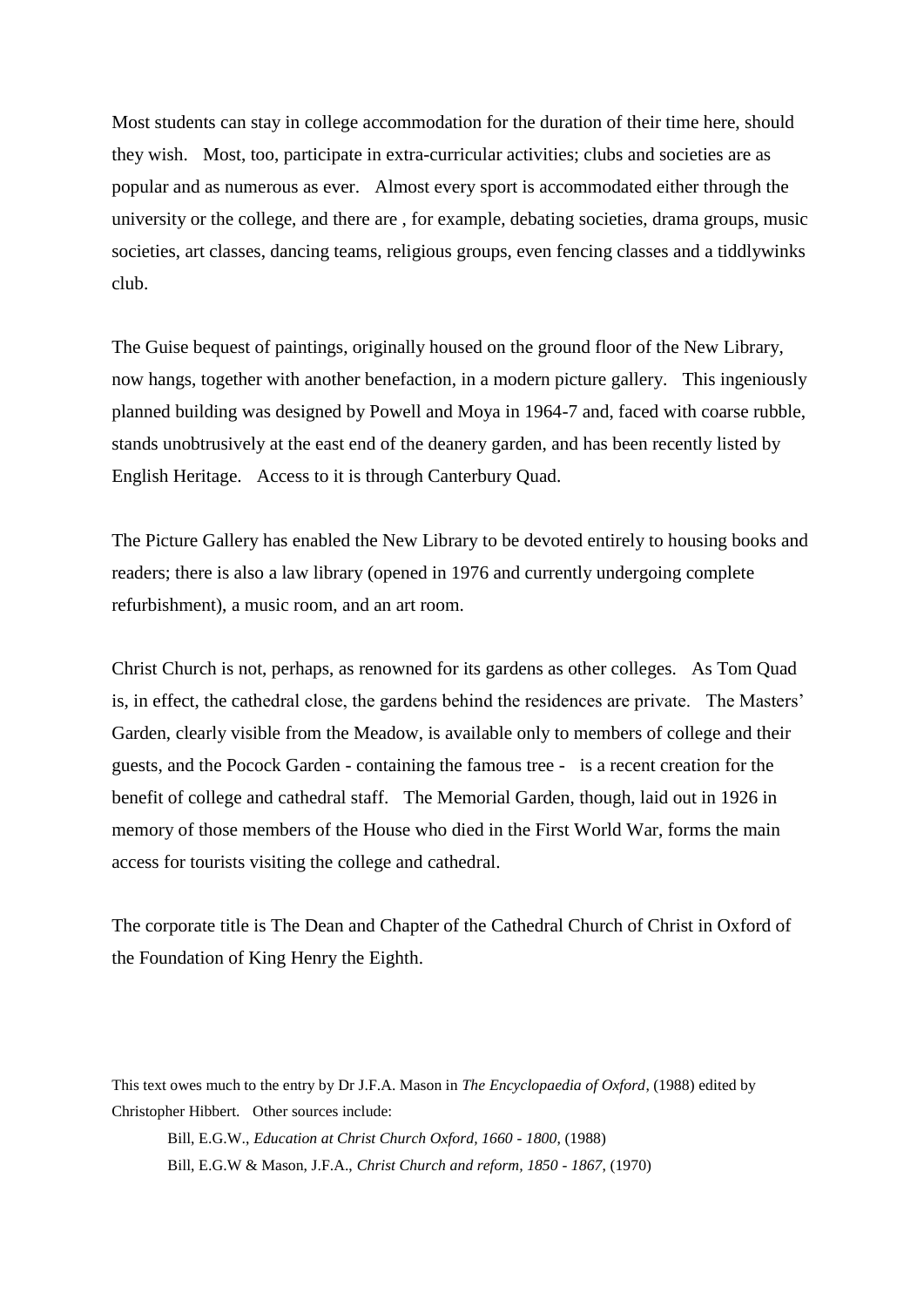Most students can stay in college accommodation for the duration of their time here, should they wish. Most, too, participate in extra-curricular activities; clubs and societies are as popular and as numerous as ever. Almost every sport is accommodated either through the university or the college, and there are , for example, debating societies, drama groups, music societies, art classes, dancing teams, religious groups, even fencing classes and a tiddlywinks club.

The Guise bequest of paintings, originally housed on the ground floor of the New Library, now hangs, together with another benefaction, in a modern picture gallery. This ingeniously planned building was designed by Powell and Moya in 1964-7 and, faced with coarse rubble, stands unobtrusively at the east end of the deanery garden, and has been recently listed by English Heritage. Access to it is through Canterbury Quad.

The Picture Gallery has enabled the New Library to be devoted entirely to housing books and readers; there is also a law library (opened in 1976 and currently undergoing complete refurbishment), a music room, and an art room.

Christ Church is not, perhaps, as renowned for its gardens as other colleges. As Tom Quad is, in effect, the cathedral close, the gardens behind the residences are private. The Masters' Garden, clearly visible from the Meadow, is available only to members of college and their guests, and the Pocock Garden - containing the famous tree - is a recent creation for the benefit of college and cathedral staff. The Memorial Garden, though, laid out in 1926 in memory of those members of the House who died in the First World War, forms the main access for tourists visiting the college and cathedral.

The corporate title is The Dean and Chapter of the Cathedral Church of Christ in Oxford of the Foundation of King Henry the Eighth.

This text owes much to the entry by Dr J.F.A. Mason in *The Encyclopaedia of Oxford*, (1988) edited by Christopher Hibbert. Other sources include:

Bill, E.G.W., *Education at Christ Church Oxford, 1660 - 1800*, (1988)

Bill, E.G.W & Mason, J.F.A., *Christ Church and reform, 1850 - 1867*, (1970)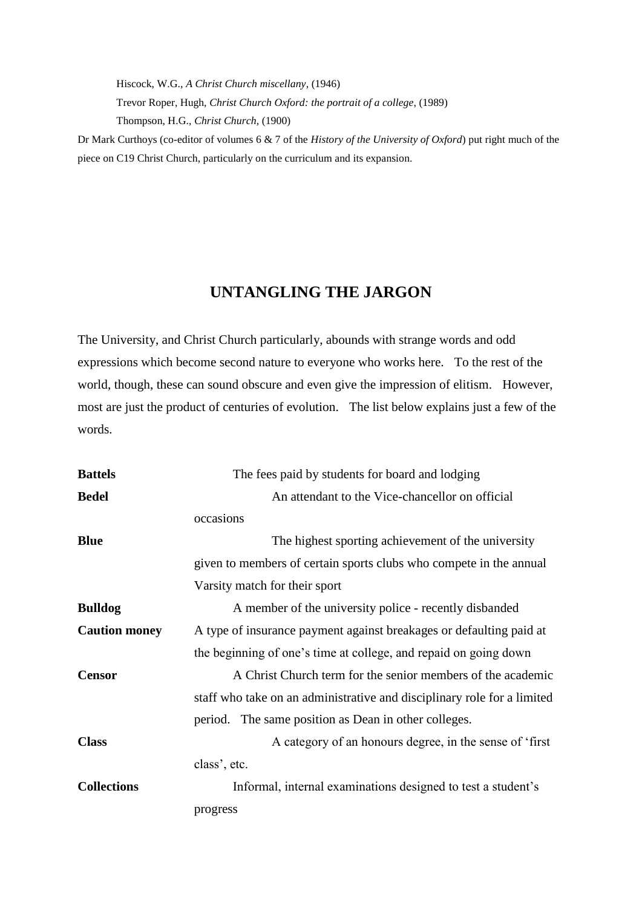Hiscock, W.G., *A Christ Church miscellany*, (1946)

Trevor Roper, Hugh, *Christ Church Oxford: the portrait of a college,* (1989)

Thompson, H.G., *Christ Church,* (1900)

Dr Mark Curthoys (co-editor of volumes 6 & 7 of the *History of the University of Oxford*) put right much of the piece on C19 Christ Church, particularly on the curriculum and its expansion.

## UNTANGLING THE JARGON

The University, and Christ Church particularly, abounds with strange words and odd expressions which become second nature to everyone who works here. To the rest of the world, though, these can sound obscure and even give the impression of elitism. However, most are just the product of centuries of evolution. The list below explains just a few of the words.

**Battels** — The fees paid by students for board and lodging

**Bedel** — An attendant to the Vice-chancellor on official occasions

**Blue** — The highest sporting achievement of the university given to members of certain sports clubs who compete in the annual Varsity match for their sport

**Bulldog** — A member of the university police - recently disbanded

**Caution money** — A type of insurance payment against breakages or defaulting paid at the beginning of one's time at college, and repaid on going down

**Censor** — A Christ Church term for the senior members of the academic staff who take on an administrative and disciplinary role for a limited period. The same position as Dean in other colleges.

**Class** — A category of an honours degree, in the sense of 'first class', etc.

**Collections** — Informal, internal examinations designed to test a student's progress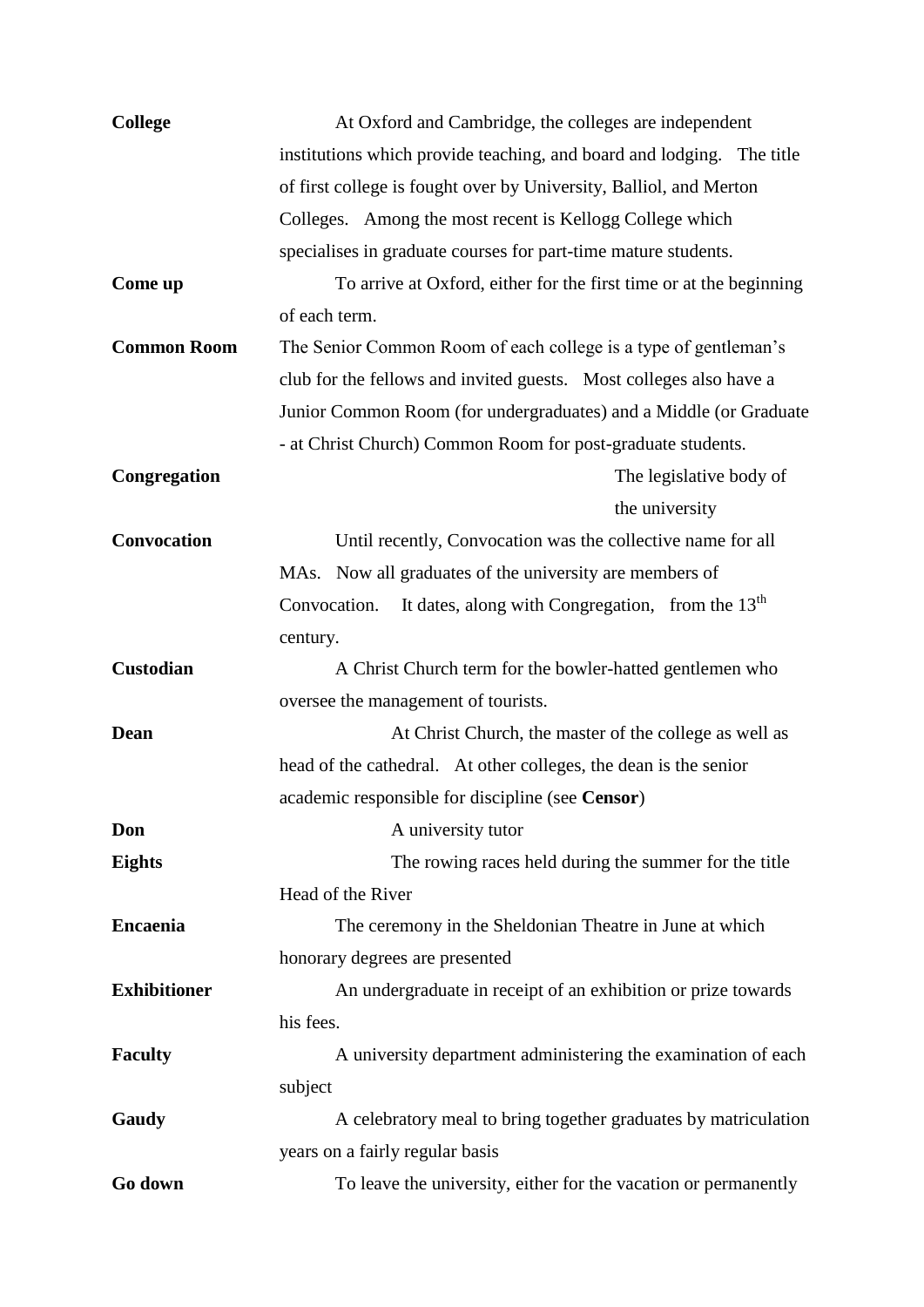**College** At Oxford and Cambridge, the colleges are independent institutions which provide teaching, and board and lodging. The title of first college is fought over by University, Balliol, and Merton Colleges. Among the most recent is Kellogg College which specialises in graduate courses for part-time mature students.

**Come up** To arrive at Oxford, either for the first time or at the beginning of each term.

**Common Room** The Senior Common Room of each college is a type of gentleman's club for the fellows and invited guests. Most colleges also have a Junior Common Room (for undergraduates) and a Middle (or Graduate - at Christ Church) Common Room for post-graduate students.

**Congregation** The legislative body of the university

**Convocation** Until recently, Convocation was the collective name for all MAs. Now all graduates of the university are members of Convocation. It dates, along with Congregation, from the 13th century.

**Custodian** A Christ Church term for the bowler-hatted gentlemen who oversee the management of tourists.

**Dean** At Christ Church, the master of the college as well as head of the cathedral. At other colleges, the dean is the senior academic responsible for discipline (see **Censor**)

**Don** A university tutor

**Eights** The rowing races held during the summer for the title Head of the River

**Encaenia** The ceremony in the Sheldonian Theatre in June at which honorary degrees are presented

**Exhibitioner** An undergraduate in receipt of an exhibition or prize towards his fees.

**Faculty** A university department administering the examination of each subject

**Gaudy** A celebratory meal to bring together graduates by matriculation years on a fairly regular basis

**Go down** To leave the university, either for the vacation or permanently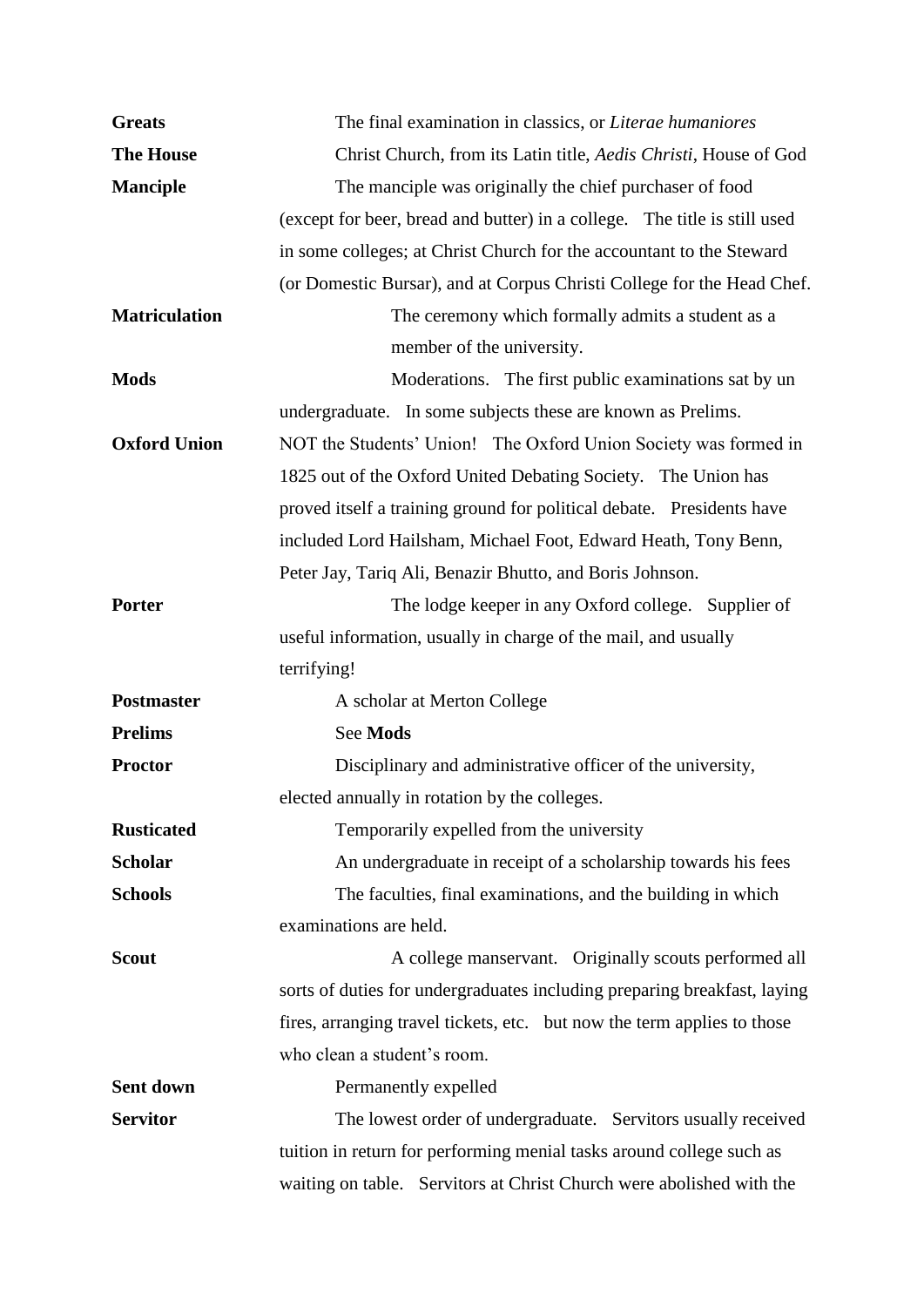**Greats** The final examination in classics, or *Literae humaniores*

**The House** Christ Church, from its Latin title, *Aedis Christi*, House of God

**Manciple** The manciple was originally the chief purchaser of food (except for beer, bread and butter) in a college. The title is still used in some colleges; at Christ Church for the accountant to the Steward (or Domestic Bursar), and at Corpus Christi College for the Head Chef.

**Matriculation** The ceremony which formally admits a student as a member of the university.

**Mods** Moderations. The first public examinations sat by un undergraduate. In some subjects these are known as Prelims.

**Oxford Union** NOT the Students' Union! The Oxford Union Society was formed in 1825 out of the Oxford United Debating Society. The Union has proved itself a training ground for political debate. Presidents have included Lord Hailsham, Michael Foot, Edward Heath, Tony Benn, Peter Jay, Tariq Ali, Benazir Bhutto, and Boris Johnson.

**Porter** The lodge keeper in any Oxford college. Supplier of useful information, usually in charge of the mail, and usually terrifying!

**Postmaster** A scholar at Merton College

**Prelims** See **Mods**

**Proctor** Disciplinary and administrative officer of the university, elected annually in rotation by the colleges.

**Rusticated** Temporarily expelled from the university

**Scholar** An undergraduate in receipt of a scholarship towards his fees

**Schools** The faculties, final examinations, and the building in which examinations are held.

**Scout** A college manservant. Originally scouts performed all sorts of duties for undergraduates including preparing breakfast, laying fires, arranging travel tickets, etc. but now the term applies to those who clean a student's room.

**Sent down** Permanently expelled

**Servitor** The lowest order of undergraduate. Servitors usually received tuition in return for performing menial tasks around college such as waiting on table. Servitors at Christ Church were abolished with the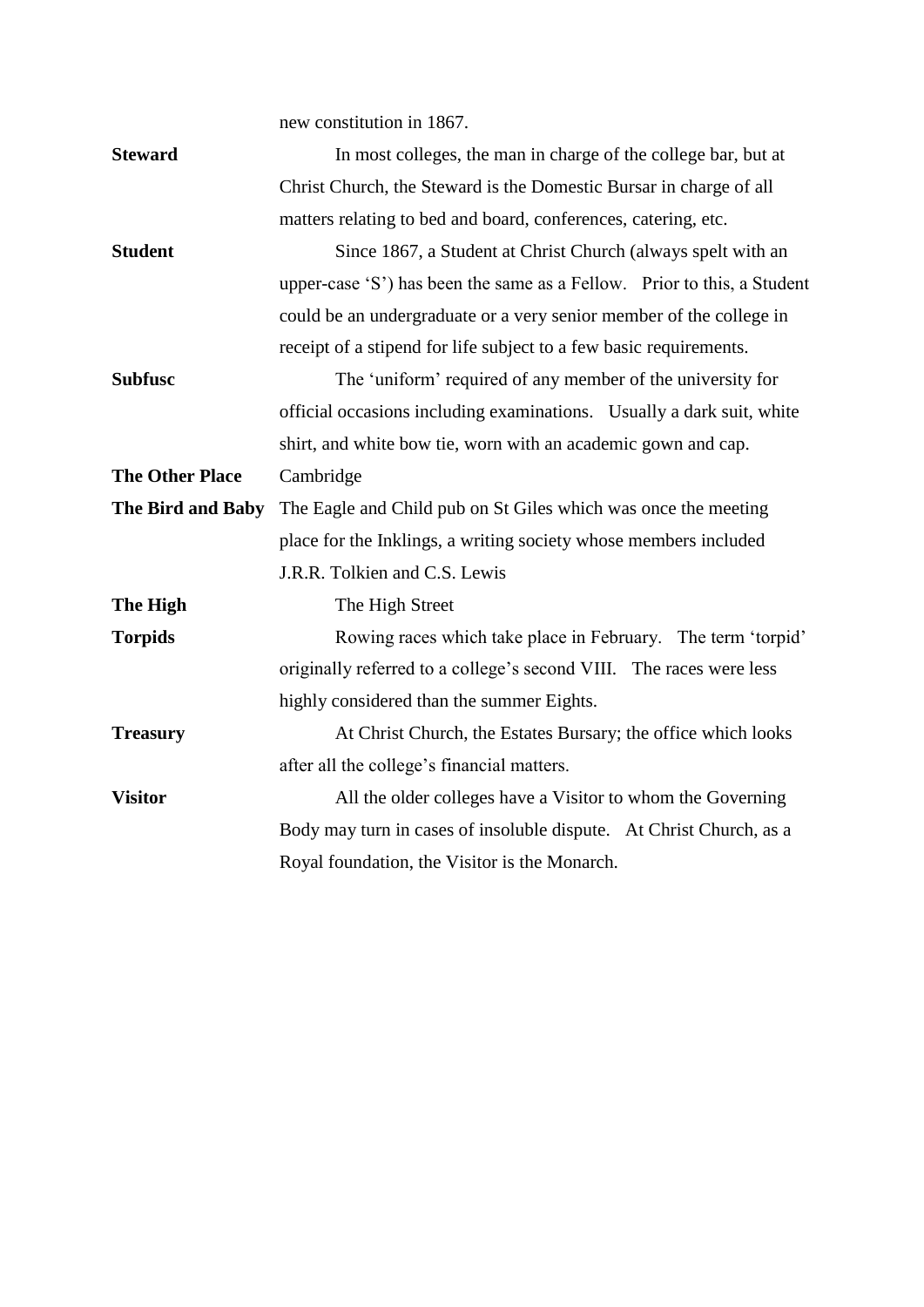new constitution in 1867.

**Steward** In most colleges, the man in charge of the college bar, but at Christ Church, the Steward is the Domestic Bursar in charge of all matters relating to bed and board, conferences, catering, etc.

**Student** Since 1867, a Student at Christ Church (always spelt with an upper-case 'S') has been the same as a Fellow. Prior to this, a Student could be an undergraduate or a very senior member of the college in receipt of a stipend for life subject to a few basic requirements.

**Subfusc** The 'uniform' required of any member of the university for official occasions including examinations. Usually a dark suit, white shirt, and white bow tie, worn with an academic gown and cap.

**The Other Place** Cambridge

**The Bird and Baby** The Eagle and Child pub on St Giles which was once the meeting place for the Inklings, a writing society whose members included J.R.R. Tolkien and C.S. Lewis

**The High** The High Street

**Torpids** Rowing races which take place in February. The term 'torpid' originally referred to a college's second VIII. The races were less highly considered than the summer Eights.

**Treasury** At Christ Church, the Estates Bursary; the office which looks after all the college's financial matters.

**Visitor** All the older colleges have a Visitor to whom the Governing Body may turn in cases of insoluble dispute. At Christ Church, as a Royal foundation, the Visitor is the Monarch.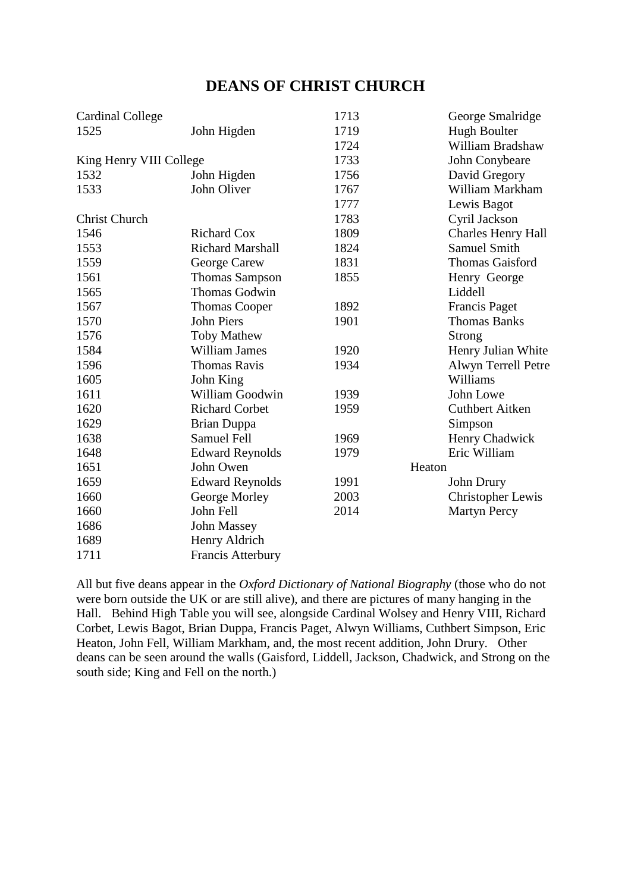# DEANS OF CHRIST CHURCH

| | |
|---|---|
| Cardinal College | |
| 1525 | John Higden |
| King Henry VIII College | |
| 1532 | John Higden |
| 1533 | John Oliver |
| Christ Church | |
| 1546 | Richard Cox |
| 1553 | Richard Marshall |
| 1559 | George Carew |
| 1561 | Thomas Sampson |
| 1565 | Thomas Godwin |
| 1567 | Thomas Cooper |
| 1570 | John Piers |
| 1576 | Toby Mathew |
| 1584 | William James |
| 1596 | Thomas Ravis |
| 1605 | John King |
| 1611 | William Goodwin |
| 1620 | Richard Corbet |
| 1629 | Brian Duppa |
| 1638 | Samuel Fell |
| 1648 | Edward Reynolds |
| 1651 | John Owen |
| 1659 | Edward Reynolds |
| 1660 | George Morley |
| 1660 | John Fell |
| 1686 | John Massey |
| 1689 | Henry Aldrich |
| 1711 | Francis Atterbury |
| 1713 | George Smalridge |
| 1719 | Hugh Boulter |
| 1724 | William Bradshaw |
| 1733 | John Conybeare |
| 1756 | David Gregory |
| 1767 | William Markham |
| 1777 | Lewis Bagot |
| 1783 | Cyril Jackson |
| 1809 | Charles Henry Hall |
| 1824 | Samuel Smith |
| 1831 | Thomas Gaisford |
| 1855 | Henry George Liddell |
| 1892 | Francis Paget |
| 1901 | Thomas Banks Strong |
| 1920 | Henry Julian White |
| 1934 | Alwyn Terrell Petre Williams |
| 1939 | John Lowe |
| 1959 | Cuthbert Aitken Simpson |
| 1969 | Henry Chadwick |
| 1979 | Eric William Heaton |
| 1991 | John Drury |
| 2003 | Christopher Lewis |
| 2014 | Martyn Percy |

All but five deans appear in the *Oxford Dictionary of National Biography* (those who do not were born outside the UK or are still alive), and there are pictures of many hanging in the Hall. Behind High Table you will see, alongside Cardinal Wolsey and Henry VIII, Richard Corbet, Lewis Bagot, Brian Duppa, Francis Paget, Alwyn Williams, Cuthbert Simpson, Eric Heaton, John Fell, William Markham, and, the most recent addition, John Drury. Other deans can be seen around the walls (Gaisford, Liddell, Jackson, Chadwick, and Strong on the south side; King and Fell on the north.)